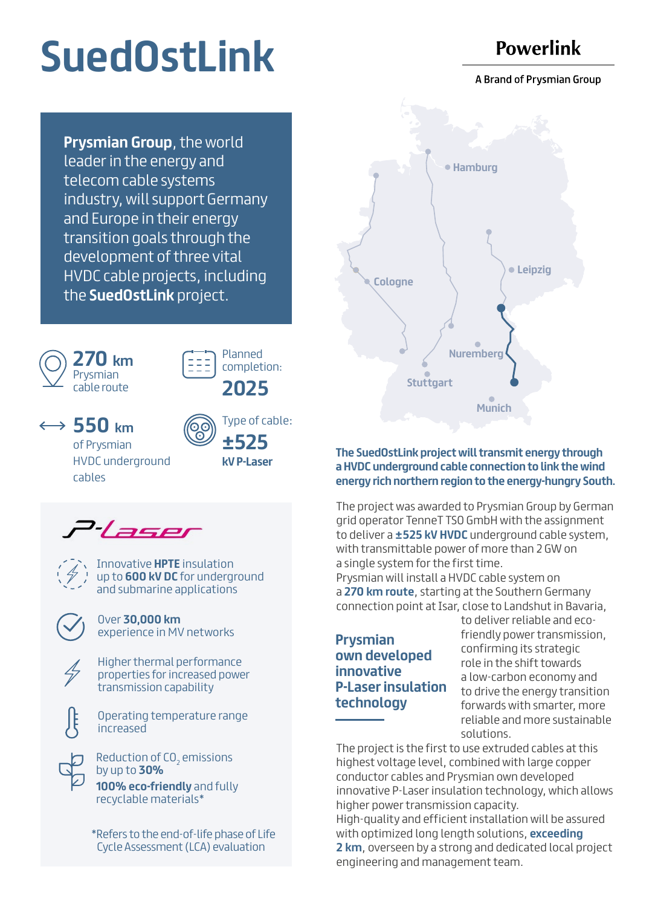# SuedOstLink

**Powerlink**

A Brand of Prysmian Group

**Prysmian Group**, the world leader in the energy and telecom cable systems industry, will support Germany and Europe in their energy transition goals through the development of three vital HVDC cable projects, including the **SuedOstLink** project.

**270 km** Prysmian cable route

Planned completion: **2025**

**550 km** of Prysmian HVDC underground cables

Type of cable: **±525 kV P-Laser**

## P-Laser

- Innovative **HPTE** insulation up to **600 kV DC** for underground and submarine applications
- Over **30,000 km** experience in MV networks
- Higher thermal performance properties for increased power transmission capability
- Operating temperature range increased
- Reduction of $CO_2$ emissions by up to **30%**
  **100% eco-friendly** and fully recyclable materials*

*Refers to the end-of-life phase of Life Cycle Assessment (LCA) evaluation

**The SuedOstLink project will transmit energy through a HVDC underground cable connection to link the wind energy rich northern region to the energy-hungry South.**

The project was awarded to Prysmian Group by German grid operator TenneT TSO GmbH with the assignment to deliver a **±525 kV HVDC** underground cable system, with transmittable power of more than 2 GW on a single system for the first time.
Prysmian will install a HVDC cable system on a **270 km route**, starting at the Southern Germany connection point at Isar, close to Landshut in Bavaria, to deliver reliable and eco-friendly power transmission, confirming its strategic role in the shift towards a low-carbon economy and to drive the energy transition forwards with smarter, more reliable and more sustainable solutions.

**Prysmian own developed innovative P-Laser insulation technology**

The project is the first to use extruded cables at this highest voltage level, combined with large copper conductor cables and Prysmian own developed innovative P-Laser insulation technology, which allows higher power transmission capacity.
High-quality and efficient installation will be assured with optimized long length solutions, **exceeding 2 km**, overseen by a strong and dedicated local project engineering and management team.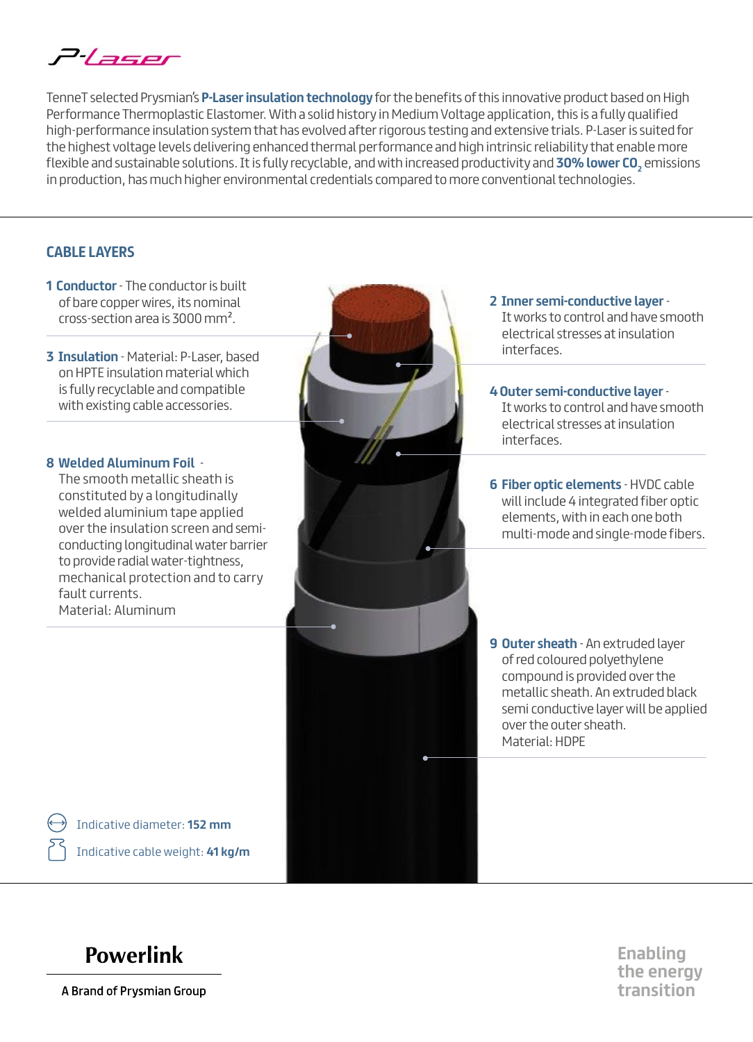P-Laser

TenneT selected Prysmian's **P-Laser insulation technology** for the benefits of this innovative product based on High Performance Thermoplastic Elastomer. With a solid history in Medium Voltage application, this is a fully qualified high-performance insulation system that has evolved after rigorous testing and extensive trials. P-Laser is suited for the highest voltage levels delivering enhanced thermal performance and high intrinsic reliability that enable more flexible and sustainable solutions. It is fully recyclable, and with increased productivity and **30% lower $CO_2$** emissions in production, has much higher environmental credentials compared to more conventional technologies.

## CABLE LAYERS

**1 Conductor** - The conductor is built of bare copper wires, its nominal cross-section area is 3000 mm².

**2 Inner semi-conductive layer** - It works to control and have smooth electrical stresses at insulation interfaces.

**3 Insulation** - Material: P-Laser, based on HPTE insulation material which is fully recyclable and compatible with existing cable accessories.

**4 Outer semi-conductive layer** - It works to control and have smooth electrical stresses at insulation interfaces.

**6 Fiber optic elements** - HVDC cable will include 4 integrated fiber optic elements, with in each one both multi-mode and single-mode fibers.

**8 Welded Aluminum Foil** - The smooth metallic sheath is constituted by a longitudinally welded aluminium tape applied over the insulation screen and semi-conducting longitudinal water barrier to provide radial water-tightness, mechanical protection and to carry fault currents.
Material: Aluminum

**9 Outer sheath** - An extruded layer of red coloured polyethylene compound is provided over the metallic sheath. An extruded black semi conductive layer will be applied over the outer sheath.
Material: HDPE

Indicative diameter: **152 mm**

Indicative cable weight: **41 kg/m**

**Powerlink**

A Brand of Prysmian Group

Enabling the energy transition